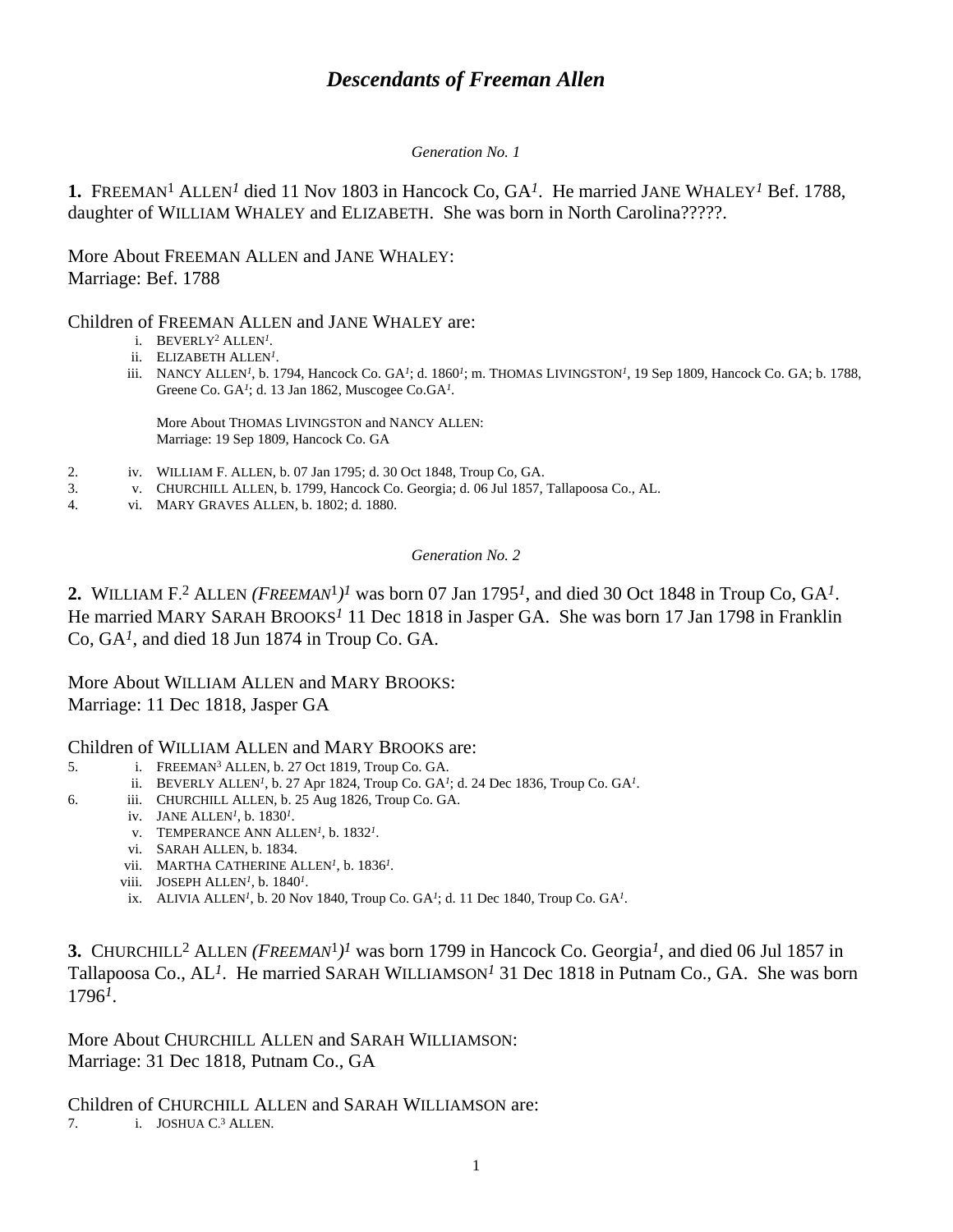# *Descendants of Freeman Allen*

*Generation No. 1*

**1.** FREEMAN[1] ALLEN[1] died 11 Nov 1803 in Hancock Co, GA[1]. He married JANE WHALEY[1] Bef. 1788, daughter of WILLIAM WHALEY and ELIZABETH. She was born in North Carolina?????.

More About FREEMAN ALLEN and JANE WHALEY:
Marriage: Bef. 1788

Children of FREEMAN ALLEN and JANE WHALEY are:

- i. BEVERLY[2] ALLEN[1].
- ii. ELIZABETH ALLEN[1].
- iii. NANCY ALLEN[1], b. 1794, Hancock Co. GA[1]; d. 1860[1]; m. THOMAS LIVINGSTON[1], 19 Sep 1809, Hancock Co. GA; b. 1788, Greene Co. GA[1]; d. 13 Jan 1862, Muscogee Co.GA[1].

  More About THOMAS LIVINGSTON and NANCY ALLEN:
  Marriage: 19 Sep 1809, Hancock Co. GA

2. iv. WILLIAM F. ALLEN, b. 07 Jan 1795; d. 30 Oct 1848, Troup Co, GA.
3. v. CHURCHILL ALLEN, b. 1799, Hancock Co. Georgia; d. 06 Jul 1857, Tallapoosa Co., AL.
4. vi. MARY GRAVES ALLEN, b. 1802; d. 1880.

*Generation No. 2*

**2.** WILLIAM F.[2] ALLEN *(FREEMAN[1])*[1] was born 07 Jan 1795[1], and died 30 Oct 1848 in Troup Co, GA[1]. He married MARY SARAH BROOKS[1] 11 Dec 1818 in Jasper GA. She was born 17 Jan 1798 in Franklin Co, GA[1], and died 18 Jun 1874 in Troup Co. GA.

More About WILLIAM ALLEN and MARY BROOKS:
Marriage: 11 Dec 1818, Jasper GA

Children of WILLIAM ALLEN and MARY BROOKS are:

5. i. FREEMAN[3] ALLEN, b. 27 Oct 1819, Troup Co. GA.
   ii. BEVERLY ALLEN[1], b. 27 Apr 1824, Troup Co. GA[1]; d. 24 Dec 1836, Troup Co. GA[1].
6. iii. CHURCHILL ALLEN, b. 25 Aug 1826, Troup Co. GA.
   iv. JANE ALLEN[1], b. 1830[1].
   v. TEMPERANCE ANN ALLEN[1], b. 1832[1].
   vi. SARAH ALLEN, b. 1834.
   vii. MARTHA CATHERINE ALLEN[1], b. 1836[1].
   viii. JOSEPH ALLEN[1], b. 1840[1].
   ix. ALIVIA ALLEN[1], b. 20 Nov 1840, Troup Co. GA[1]; d. 11 Dec 1840, Troup Co. GA[1].

**3.** CHURCHILL[2] ALLEN *(FREEMAN[1])*[1] was born 1799 in Hancock Co. Georgia[1], and died 06 Jul 1857 in Tallapoosa Co., AL[1]. He married SARAH WILLIAMSON[1] 31 Dec 1818 in Putnam Co., GA. She was born 1796[1].

More About CHURCHILL ALLEN and SARAH WILLIAMSON:
Marriage: 31 Dec 1818, Putnam Co., GA

Children of CHURCHILL ALLEN and SARAH WILLIAMSON are:

7. i. JOSHUA C.[3] ALLEN.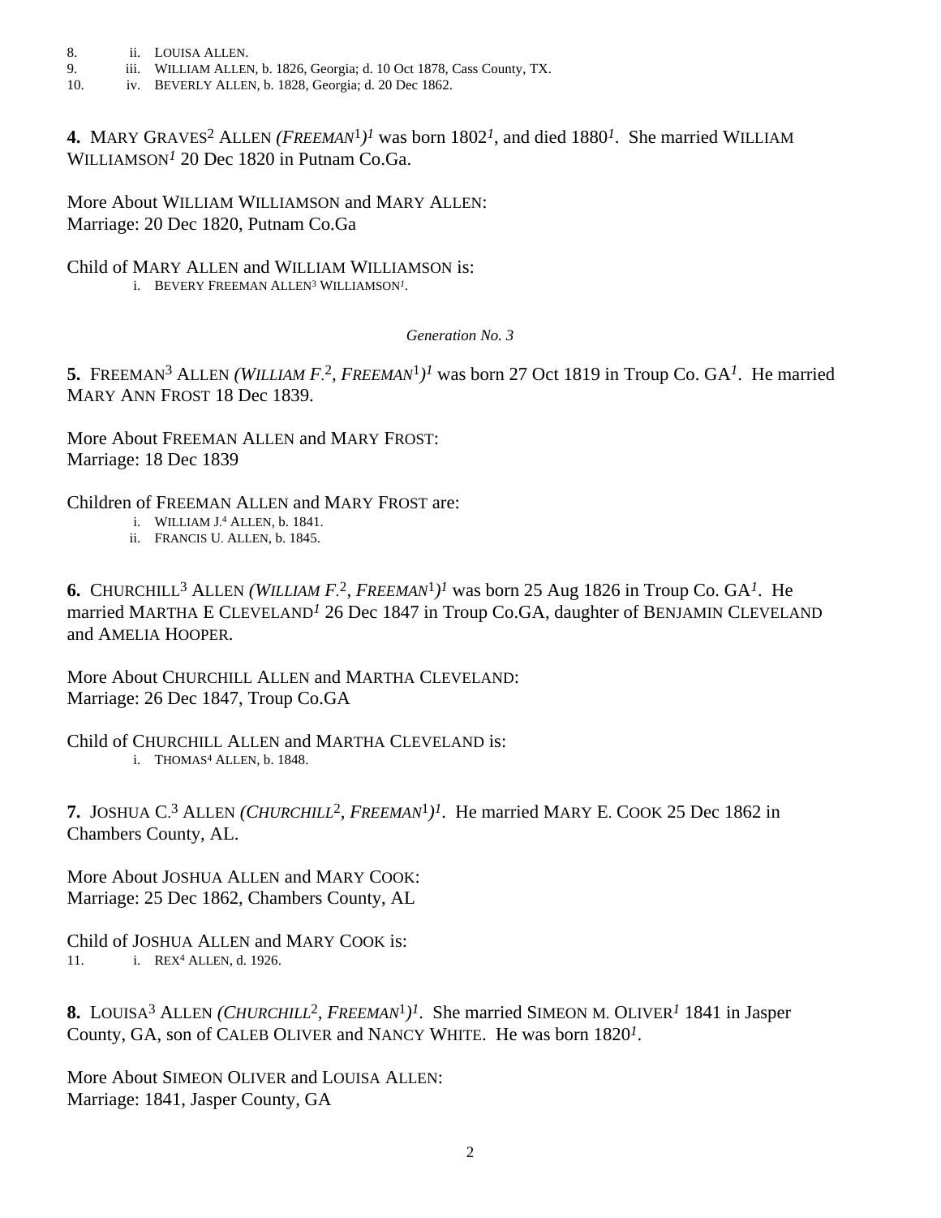8. ii. LOUISA ALLEN.
9. iii. WILLIAM ALLEN, b. 1826, Georgia; d. 10 Oct 1878, Cass County, TX.
10. iv. BEVERLY ALLEN, b. 1828, Georgia; d. 20 Dec 1862.

**4.** MARY GRAVES[2] ALLEN *(FREEMAN[1])[1]* was born 1802[1], and died 1880[1]. She married WILLIAM WILLIAMSON[1] 20 Dec 1820 in Putnam Co.Ga.

More About WILLIAM WILLIAMSON and MARY ALLEN:
Marriage: 20 Dec 1820, Putnam Co.Ga

Child of MARY ALLEN and WILLIAM WILLIAMSON is:

i. BEVERY FREEMAN ALLEN[3] WILLIAMSON[1].

*Generation No. 3*

**5.** FREEMAN[3] ALLEN *(WILLIAM F.[2], FREEMAN[1])[1]* was born 27 Oct 1819 in Troup Co. GA[1]. He married MARY ANN FROST 18 Dec 1839.

More About FREEMAN ALLEN and MARY FROST:
Marriage: 18 Dec 1839

Children of FREEMAN ALLEN and MARY FROST are:

i. WILLIAM J.[4] ALLEN, b. 1841.
ii. FRANCIS U. ALLEN, b. 1845.

**6.** CHURCHILL[3] ALLEN *(WILLIAM F.[2], FREEMAN[1])[1]* was born 25 Aug 1826 in Troup Co. GA[1]. He married MARTHA E CLEVELAND[1] 26 Dec 1847 in Troup Co.GA, daughter of BENJAMIN CLEVELAND and AMELIA HOOPER.

More About CHURCHILL ALLEN and MARTHA CLEVELAND:
Marriage: 26 Dec 1847, Troup Co.GA

Child of CHURCHILL ALLEN and MARTHA CLEVELAND is:

i. THOMAS[4] ALLEN, b. 1848.

**7.** JOSHUA C.[3] ALLEN *(CHURCHILL[2], FREEMAN[1])[1]*. He married MARY E. COOK 25 Dec 1862 in Chambers County, AL.

More About JOSHUA ALLEN and MARY COOK:
Marriage: 25 Dec 1862, Chambers County, AL

Child of JOSHUA ALLEN and MARY COOK is:

11. i. REX[4] ALLEN, d. 1926.

**8.** LOUISA[3] ALLEN *(CHURCHILL[2], FREEMAN[1])[1]*. She married SIMEON M. OLIVER[1] 1841 in Jasper County, GA, son of CALEB OLIVER and NANCY WHITE. He was born 1820[1].

More About SIMEON OLIVER and LOUISA ALLEN:
Marriage: 1841, Jasper County, GA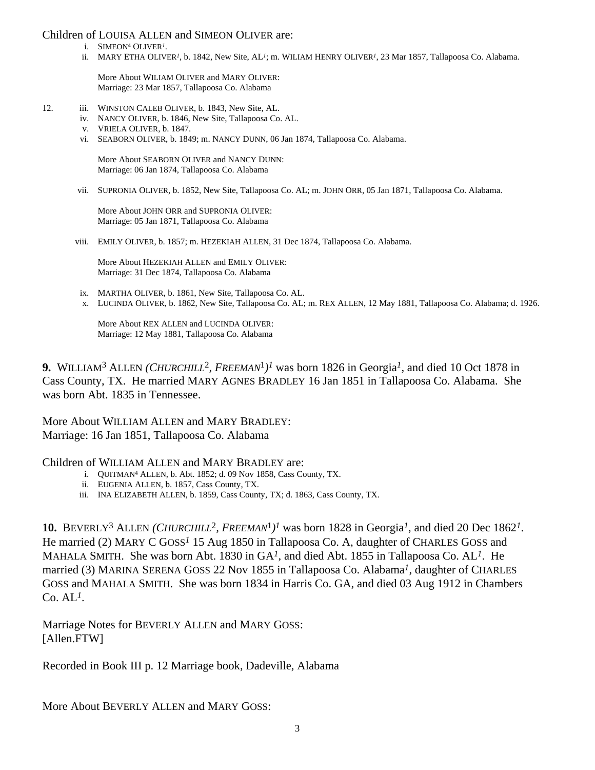Children of LOUISA ALLEN and SIMEON OLIVER are:

i. SIMEON[4] OLIVER[1].
ii. MARY ETHA OLIVER[1], b. 1842, New Site, AL[1]; m. WILIAM HENRY OLIVER[1], 23 Mar 1857, Tallapoosa Co. Alabama.

    More About WILIAM OLIVER and MARY OLIVER:
    Marriage: 23 Mar 1857, Tallapoosa Co. Alabama

12. iii. WINSTON CALEB OLIVER, b. 1843, New Site, AL.
iv. NANCY OLIVER, b. 1846, New Site, Tallapoosa Co. AL.
v. VRIELA OLIVER, b. 1847.
vi. SEABORN OLIVER, b. 1849; m. NANCY DUNN, 06 Jan 1874, Tallapoosa Co. Alabama.

    More About SEABORN OLIVER and NANCY DUNN:
    Marriage: 06 Jan 1874, Tallapoosa Co. Alabama

vii. SUPRONIA OLIVER, b. 1852, New Site, Tallapoosa Co. AL; m. JOHN ORR, 05 Jan 1871, Tallapoosa Co. Alabama.

    More About JOHN ORR and SUPRONIA OLIVER:
    Marriage: 05 Jan 1871, Tallapoosa Co. Alabama

viii. EMILY OLIVER, b. 1857; m. HEZEKIAH ALLEN, 31 Dec 1874, Tallapoosa Co. Alabama.

    More About HEZEKIAH ALLEN and EMILY OLIVER:
    Marriage: 31 Dec 1874, Tallapoosa Co. Alabama

ix. MARTHA OLIVER, b. 1861, New Site, Tallapoosa Co. AL.
x. LUCINDA OLIVER, b. 1862, New Site, Tallapoosa Co. AL; m. REX ALLEN, 12 May 1881, Tallapoosa Co. Alabama; d. 1926.

    More About REX ALLEN and LUCINDA OLIVER:
    Marriage: 12 May 1881, Tallapoosa Co. Alabama

**9.** WILLIAM[3] ALLEN *(CHURCHILL[2], FREEMAN[1])*[1] was born 1826 in Georgia[1], and died 10 Oct 1878 in Cass County, TX. He married MARY AGNES BRADLEY 16 Jan 1851 in Tallapoosa Co. Alabama. She was born Abt. 1835 in Tennessee.

More About WILLIAM ALLEN and MARY BRADLEY:
Marriage: 16 Jan 1851, Tallapoosa Co. Alabama

Children of WILLIAM ALLEN and MARY BRADLEY are:

i. QUITMAN[4] ALLEN, b. Abt. 1852; d. 09 Nov 1858, Cass County, TX.
ii. EUGENIA ALLEN, b. 1857, Cass County, TX.
iii. INA ELIZABETH ALLEN, b. 1859, Cass County, TX; d. 1863, Cass County, TX.

**10.** BEVERLY[3] ALLEN *(CHURCHILL[2], FREEMAN[1])*[1] was born 1828 in Georgia[1], and died 20 Dec 1862[1]. He married (2) MARY C GOSS[1] 15 Aug 1850 in Tallapoosa Co. A, daughter of CHARLES GOSS and MAHALA SMITH. She was born Abt. 1830 in GA[1], and died Abt. 1855 in Tallapoosa Co. AL[1]. He married (3) MARINA SERENA GOSS 22 Nov 1855 in Tallapoosa Co. Alabama[1], daughter of CHARLES GOSS and MAHALA SMITH. She was born 1834 in Harris Co. GA, and died 03 Aug 1912 in Chambers Co. AL[1].

Marriage Notes for BEVERLY ALLEN and MARY GOSS:
[Allen.FTW]

Recorded in Book III p. 12 Marriage book, Dadeville, Alabama

More About BEVERLY ALLEN and MARY GOSS: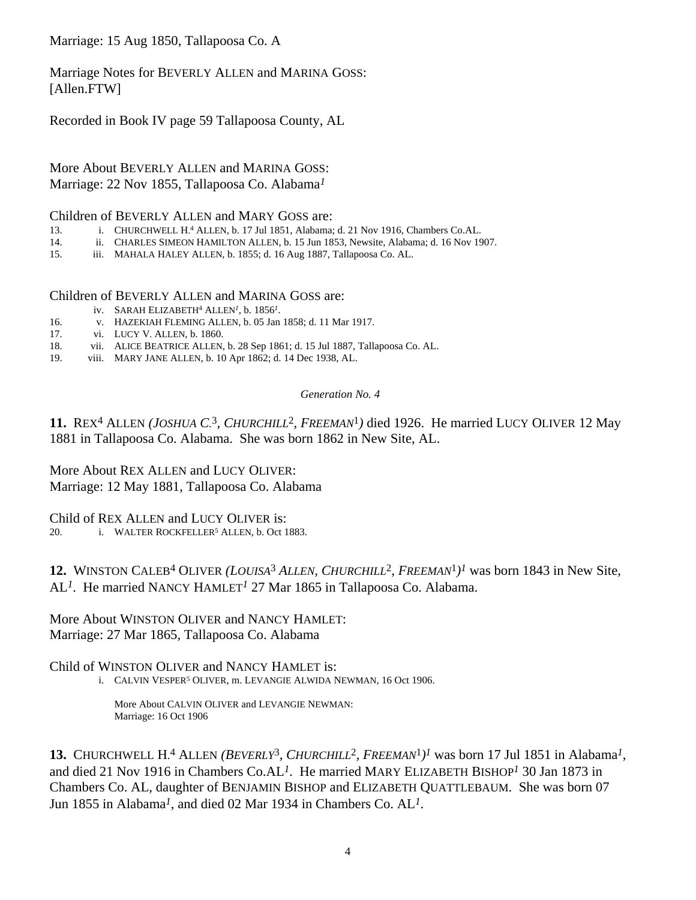Marriage: 15 Aug 1850, Tallapoosa Co. A

Marriage Notes for BEVERLY ALLEN and MARINA GOSS:
[Allen.FTW]

Recorded in Book IV page 59 Tallapoosa County, AL

More About BEVERLY ALLEN and MARINA GOSS:
Marriage: 22 Nov 1855, Tallapoosa Co. Alabama[1]

Children of BEVERLY ALLEN and MARY GOSS are:

13. i. CHURCHWELL H.[4] ALLEN, b. 17 Jul 1851, Alabama; d. 21 Nov 1916, Chambers Co.AL.
14. ii. CHARLES SIMEON HAMILTON ALLEN, b. 15 Jun 1853, Newsite, Alabama; d. 16 Nov 1907.
15. iii. MAHALA HALEY ALLEN, b. 1855; d. 16 Aug 1887, Tallapoosa Co. AL.

Children of BEVERLY ALLEN and MARINA GOSS are:

iv. SARAH ELIZABETH[4] ALLEN[1], b. 1856[1].
16. v. HAZEKIAH FLEMING ALLEN, b. 05 Jan 1858; d. 11 Mar 1917.
17. vi. LUCY V. ALLEN, b. 1860.
18. vii. ALICE BEATRICE ALLEN, b. 28 Sep 1861; d. 15 Jul 1887, Tallapoosa Co. AL.
19. viii. MARY JANE ALLEN, b. 10 Apr 1862; d. 14 Dec 1938, AL.

*Generation No. 4*

**11.** REX[4] ALLEN *(JOSHUA C.[3], CHURCHILL[2], FREEMAN[1])* died 1926. He married LUCY OLIVER 12 May 1881 in Tallapoosa Co. Alabama. She was born 1862 in New Site, AL.

More About REX ALLEN and LUCY OLIVER:
Marriage: 12 May 1881, Tallapoosa Co. Alabama

Child of REX ALLEN and LUCY OLIVER is:

20. i. WALTER ROCKFELLER[5] ALLEN, b. Oct 1883.

**12.** WINSTON CALEB[4] OLIVER *(LOUISA[3] ALLEN, CHURCHILL[2], FREEMAN[1])[1]* was born 1843 in New Site, AL[1]. He married NANCY HAMLET[1] 27 Mar 1865 in Tallapoosa Co. Alabama.

More About WINSTON OLIVER and NANCY HAMLET:
Marriage: 27 Mar 1865, Tallapoosa Co. Alabama

Child of WINSTON OLIVER and NANCY HAMLET is:

i. CALVIN VESPER[5] OLIVER, m. LEVANGIE ALWIDA NEWMAN, 16 Oct 1906.

More About CALVIN OLIVER and LEVANGIE NEWMAN:
Marriage: 16 Oct 1906

**13.** CHURCHWELL H.[4] ALLEN *(BEVERLY[3], CHURCHILL[2], FREEMAN[1])[1]* was born 17 Jul 1851 in Alabama[1], and died 21 Nov 1916 in Chambers Co.AL[1]. He married MARY ELIZABETH BISHOP[1] 30 Jan 1873 in Chambers Co. AL, daughter of BENJAMIN BISHOP and ELIZABETH QUATTLEBAUM. She was born 07 Jun 1855 in Alabama[1], and died 02 Mar 1934 in Chambers Co. AL[1].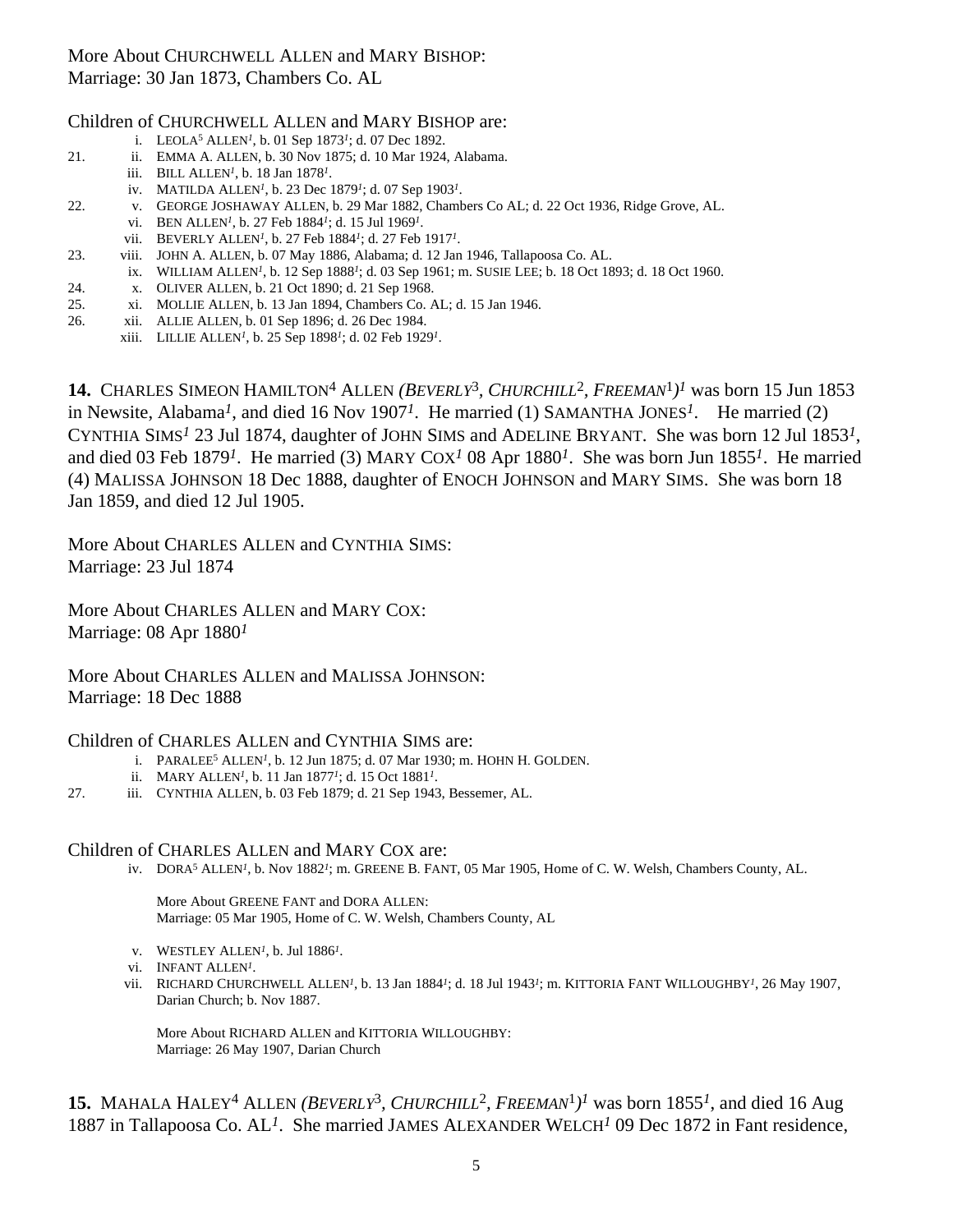More About CHURCHWELL ALLEN and MARY BISHOP:
Marriage: 30 Jan 1873, Chambers Co. AL

Children of CHURCHWELL ALLEN and MARY BISHOP are:

- i. LEOLA[5] ALLEN[1], b. 01 Sep 1873[1]; d. 07 Dec 1892.
- 21. ii. EMMA A. ALLEN, b. 30 Nov 1875; d. 10 Mar 1924, Alabama.
- iii. BILL ALLEN[1], b. 18 Jan 1878[1].
- iv. MATILDA ALLEN[1], b. 23 Dec 1879[1]; d. 07 Sep 1903[1].
- 22. v. GEORGE JOSHAWAY ALLEN, b. 29 Mar 1882, Chambers Co AL; d. 22 Oct 1936, Ridge Grove, AL.
- vi. BEN ALLEN[1], b. 27 Feb 1884[1]; d. 15 Jul 1969[1].
- vii. BEVERLY ALLEN[1], b. 27 Feb 1884[1]; d. 27 Feb 1917[1].
- 23. viii. JOHN A. ALLEN, b. 07 May 1886, Alabama; d. 12 Jan 1946, Tallapoosa Co. AL.
- ix. WILLIAM ALLEN[1], b. 12 Sep 1888[1]; d. 03 Sep 1961; m. SUSIE LEE; b. 18 Oct 1893; d. 18 Oct 1960.
- 24. x. OLIVER ALLEN, b. 21 Oct 1890; d. 21 Sep 1968.
- 25. xi. MOLLIE ALLEN, b. 13 Jan 1894, Chambers Co. AL; d. 15 Jan 1946.
- 26. xii. ALLIE ALLEN, b. 01 Sep 1896; d. 26 Dec 1984.
- xiii. LILLIE ALLEN[1], b. 25 Sep 1898[1]; d. 02 Feb 1929[1].

**14.** CHARLES SIMEON HAMILTON[4] ALLEN *(BEVERLY[3], CHURCHILL[2], FREEMAN[1])[1]* was born 15 Jun 1853 in Newsite, Alabama[1], and died 16 Nov 1907[1]. He married (1) SAMANTHA JONES[1]. He married (2) CYNTHIA SIMS[1] 23 Jul 1874, daughter of JOHN SIMS and ADELINE BRYANT. She was born 12 Jul 1853[1], and died 03 Feb 1879[1]. He married (3) MARY COX[1] 08 Apr 1880[1]. She was born Jun 1855[1]. He married (4) MALISSA JOHNSON 18 Dec 1888, daughter of ENOCH JOHNSON and MARY SIMS. She was born 18 Jan 1859, and died 12 Jul 1905.

More About CHARLES ALLEN and CYNTHIA SIMS:
Marriage: 23 Jul 1874

More About CHARLES ALLEN and MARY COX:
Marriage: 08 Apr 1880[1]

More About CHARLES ALLEN and MALISSA JOHNSON:
Marriage: 18 Dec 1888

Children of CHARLES ALLEN and CYNTHIA SIMS are:

- i. PARALEE[5] ALLEN[1], b. 12 Jun 1875; d. 07 Mar 1930; m. HOHN H. GOLDEN.
- ii. MARY ALLEN[1], b. 11 Jan 1877[1]; d. 15 Oct 1881[1].
- 27. iii. CYNTHIA ALLEN, b. 03 Feb 1879; d. 21 Sep 1943, Bessemer, AL.

Children of CHARLES ALLEN and MARY COX are:

- iv. DORA[5] ALLEN[1], b. Nov 1882[1]; m. GREENE B. FANT, 05 Mar 1905, Home of C. W. Welsh, Chambers County, AL.

  More About GREENE FANT and DORA ALLEN:
  Marriage: 05 Mar 1905, Home of C. W. Welsh, Chambers County, AL

- v. WESTLEY ALLEN[1], b. Jul 1886[1].
- vi. INFANT ALLEN[1].
- vii. RICHARD CHURCHWELL ALLEN[1], b. 13 Jan 1884[1]; d. 18 Jul 1943[1]; m. KITTORIA FANT WILLOUGHBY[1], 26 May 1907, Darian Church; b. Nov 1887.

  More About RICHARD ALLEN and KITTORIA WILLOUGHBY:
  Marriage: 26 May 1907, Darian Church

**15.** MAHALA HALEY[4] ALLEN *(BEVERLY[3], CHURCHILL[2], FREEMAN[1])[1]* was born 1855[1], and died 16 Aug 1887 in Tallapoosa Co. AL[1]. She married JAMES ALEXANDER WELCH[1] 09 Dec 1872 in Fant residence,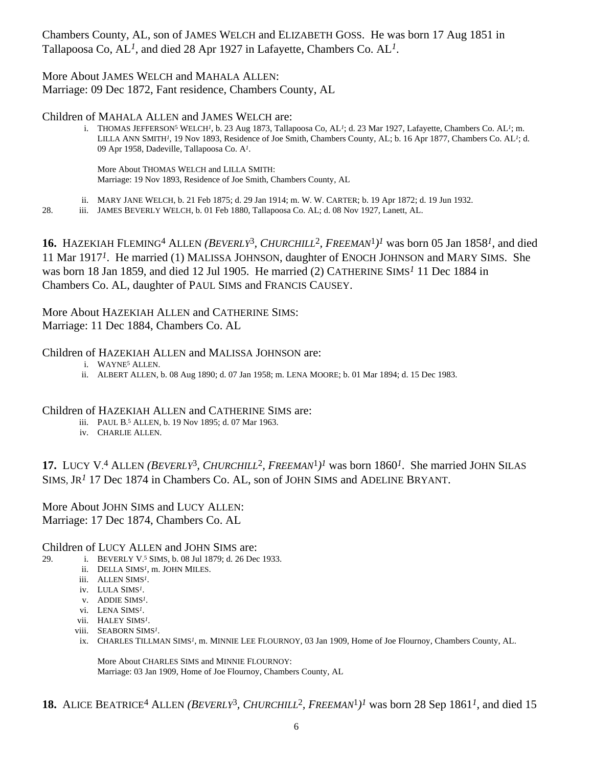Chambers County, AL, son of JAMES WELCH and ELIZABETH GOSS. He was born 17 Aug 1851 in Tallapoosa Co, AL[1], and died 28 Apr 1927 in Lafayette, Chambers Co. AL[1].

More About JAMES WELCH and MAHALA ALLEN:
Marriage: 09 Dec 1872, Fant residence, Chambers County, AL

Children of MAHALA ALLEN and JAMES WELCH are:

- i. THOMAS JEFFERSON[5] WELCH[1], b. 23 Aug 1873, Tallapoosa Co, AL[1]; d. 23 Mar 1927, Lafayette, Chambers Co. AL[1]; m. LILLA ANN SMITH[1], 19 Nov 1893, Residence of Joe Smith, Chambers County, AL; b. 16 Apr 1877, Chambers Co. AL[1]; d. 09 Apr 1958, Dadeville, Tallapoosa Co. A[1].

  More About THOMAS WELCH and LILLA SMITH:
  Marriage: 19 Nov 1893, Residence of Joe Smith, Chambers County, AL

- ii. MARY JANE WELCH, b. 21 Feb 1875; d. 29 Jan 1914; m. W. W. CARTER; b. 19 Apr 1872; d. 19 Jun 1932.
- 28. iii. JAMES BEVERLY WELCH, b. 01 Feb 1880, Tallapoosa Co. AL; d. 08 Nov 1927, Lanett, AL.

**16.** HAZEKIAH FLEMING[4] ALLEN *(BEVERLY[3], CHURCHILL[2], FREEMAN[1])[1]* was born 05 Jan 1858[1], and died 11 Mar 1917[1]. He married (1) MALISSA JOHNSON, daughter of ENOCH JOHNSON and MARY SIMS. She was born 18 Jan 1859, and died 12 Jul 1905. He married (2) CATHERINE SIMS[1] 11 Dec 1884 in Chambers Co. AL, daughter of PAUL SIMS and FRANCIS CAUSEY.

More About HAZEKIAH ALLEN and CATHERINE SIMS:
Marriage: 11 Dec 1884, Chambers Co. AL

Children of HAZEKIAH ALLEN and MALISSA JOHNSON are:

- i. WAYNE[5] ALLEN.
- ii. ALBERT ALLEN, b. 08 Aug 1890; d. 07 Jan 1958; m. LENA MOORE; b. 01 Mar 1894; d. 15 Dec 1983.

Children of HAZEKIAH ALLEN and CATHERINE SIMS are:

- iii. PAUL B.[5] ALLEN, b. 19 Nov 1895; d. 07 Mar 1963.
- iv. CHARLIE ALLEN.

**17.** LUCY V.[4] ALLEN *(BEVERLY[3], CHURCHILL[2], FREEMAN[1])[1]* was born 1860[1]. She married JOHN SILAS SIMS, JR[1] 17 Dec 1874 in Chambers Co. AL, son of JOHN SIMS and ADELINE BRYANT.

More About JOHN SIMS and LUCY ALLEN:
Marriage: 17 Dec 1874, Chambers Co. AL

Children of LUCY ALLEN and JOHN SIMS are:

- 29. i. BEVERLY V.[5] SIMS, b. 08 Jul 1879; d. 26 Dec 1933.
- ii. DELLA SIMS[1], m. JOHN MILES.
- iii. ALLEN SIMS[1].
- iv. LULA SIMS[1].
- v. ADDIE SIMS[1].
- vi. LENA SIMS[1].
- vii. HALEY SIMS[1].
- viii. SEABORN SIMS[1].
- ix. CHARLES TILLMAN SIMS[1], m. MINNIE LEE FLOURNOY, 03 Jan 1909, Home of Joe Flournoy, Chambers County, AL.

  More About CHARLES SIMS and MINNIE FLOURNOY:
  Marriage: 03 Jan 1909, Home of Joe Flournoy, Chambers County, AL

**18.** ALICE BEATRICE[4] ALLEN *(BEVERLY[3], CHURCHILL[2], FREEMAN[1])[1]* was born 28 Sep 1861[1], and died 15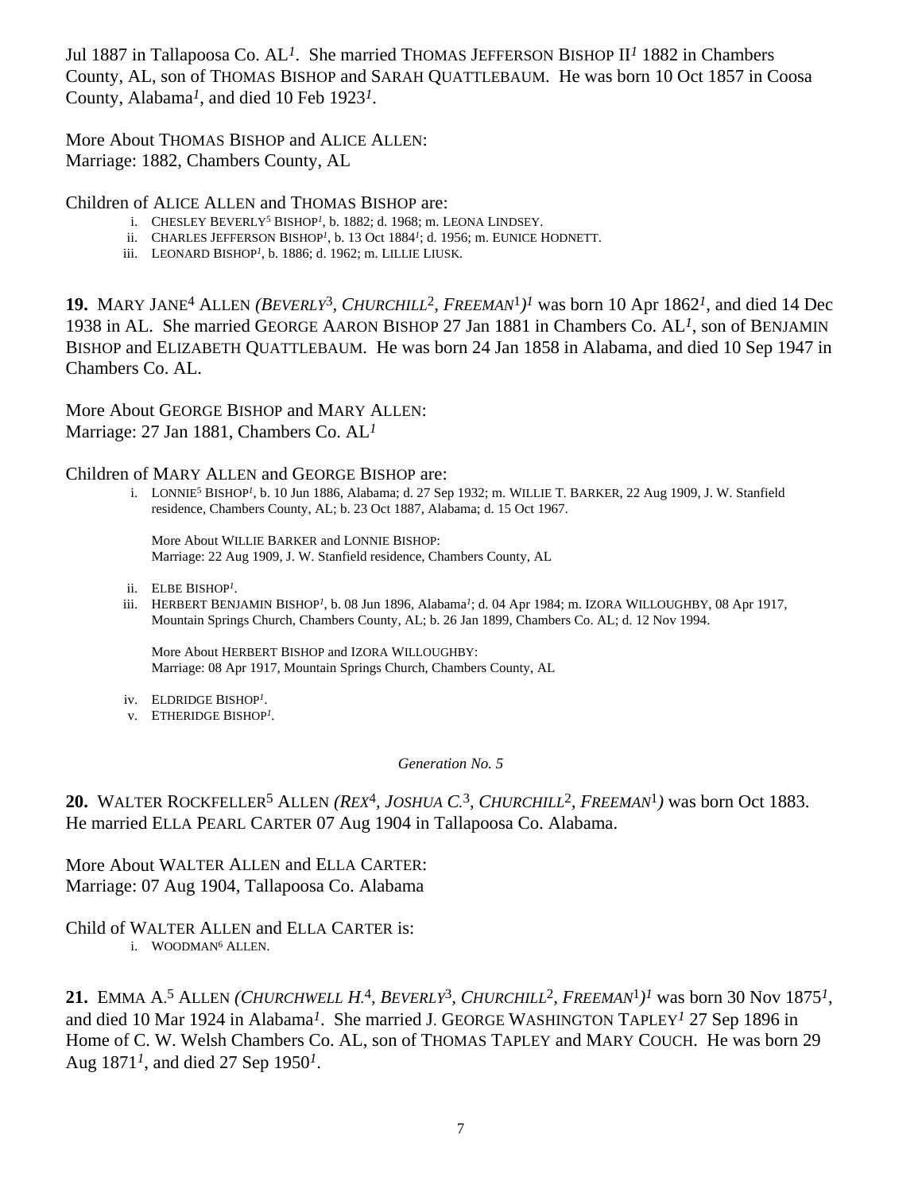Jul 1887 in Tallapoosa Co. AL[1]. She married THOMAS JEFFERSON BISHOP II[1] 1882 in Chambers County, AL, son of THOMAS BISHOP and SARAH QUATTLEBAUM. He was born 10 Oct 1857 in Coosa County, Alabama[1], and died 10 Feb 1923[1].

More About THOMAS BISHOP and ALICE ALLEN:
Marriage: 1882, Chambers County, AL

Children of ALICE ALLEN and THOMAS BISHOP are:

- i. CHESLEY BEVERLY[5] BISHOP[1], b. 1882; d. 1968; m. LEONA LINDSEY.
- ii. CHARLES JEFFERSON BISHOP[1], b. 13 Oct 1884[1]; d. 1956; m. EUNICE HODNETT.
- iii. LEONARD BISHOP[1], b. 1886; d. 1962; m. LILLIE LIUSK.

**19.** MARY JANE[4] ALLEN *(BEVERLY[3], CHURCHILL[2], FREEMAN[1])*[1] was born 10 Apr 1862[1], and died 14 Dec 1938 in AL. She married GEORGE AARON BISHOP 27 Jan 1881 in Chambers Co. AL[1], son of BENJAMIN BISHOP and ELIZABETH QUATTLEBAUM. He was born 24 Jan 1858 in Alabama, and died 10 Sep 1947 in Chambers Co. AL.

More About GEORGE BISHOP and MARY ALLEN:
Marriage: 27 Jan 1881, Chambers Co. AL[1]

Children of MARY ALLEN and GEORGE BISHOP are:

- i. LONNIE[5] BISHOP[1], b. 10 Jun 1886, Alabama; d. 27 Sep 1932; m. WILLIE T. BARKER, 22 Aug 1909, J. W. Stanfield residence, Chambers County, AL; b. 23 Oct 1887, Alabama; d. 15 Oct 1967.

  More About WILLIE BARKER and LONNIE BISHOP:
  Marriage: 22 Aug 1909, J. W. Stanfield residence, Chambers County, AL

- ii. ELBE BISHOP[1].
- iii. HERBERT BENJAMIN BISHOP[1], b. 08 Jun 1896, Alabama[1]; d. 04 Apr 1984; m. IZORA WILLOUGHBY, 08 Apr 1917, Mountain Springs Church, Chambers County, AL; b. 26 Jan 1899, Chambers Co. AL; d. 12 Nov 1994.

  More About HERBERT BISHOP and IZORA WILLOUGHBY:
  Marriage: 08 Apr 1917, Mountain Springs Church, Chambers County, AL

- iv. ELDRIDGE BISHOP[1].
- v. ETHERIDGE BISHOP[1].

*Generation No. 5*

**20.** WALTER ROCKFELLER[5] ALLEN *(REX[4], JOSHUA C.[3], CHURCHILL[2], FREEMAN[1])* was born Oct 1883. He married ELLA PEARL CARTER 07 Aug 1904 in Tallapoosa Co. Alabama.

More About WALTER ALLEN and ELLA CARTER:
Marriage: 07 Aug 1904, Tallapoosa Co. Alabama

Child of WALTER ALLEN and ELLA CARTER is:

- i. WOODMAN[6] ALLEN.

**21.** EMMA A.[5] ALLEN *(CHURCHWELL H.[4], BEVERLY[3], CHURCHILL[2], FREEMAN[1])*[1] was born 30 Nov 1875[1], and died 10 Mar 1924 in Alabama[1]. She married J. GEORGE WASHINGTON TAPLEY[1] 27 Sep 1896 in Home of C. W. Welsh Chambers Co. AL, son of THOMAS TAPLEY and MARY COUCH. He was born 29 Aug 1871[1], and died 27 Sep 1950[1].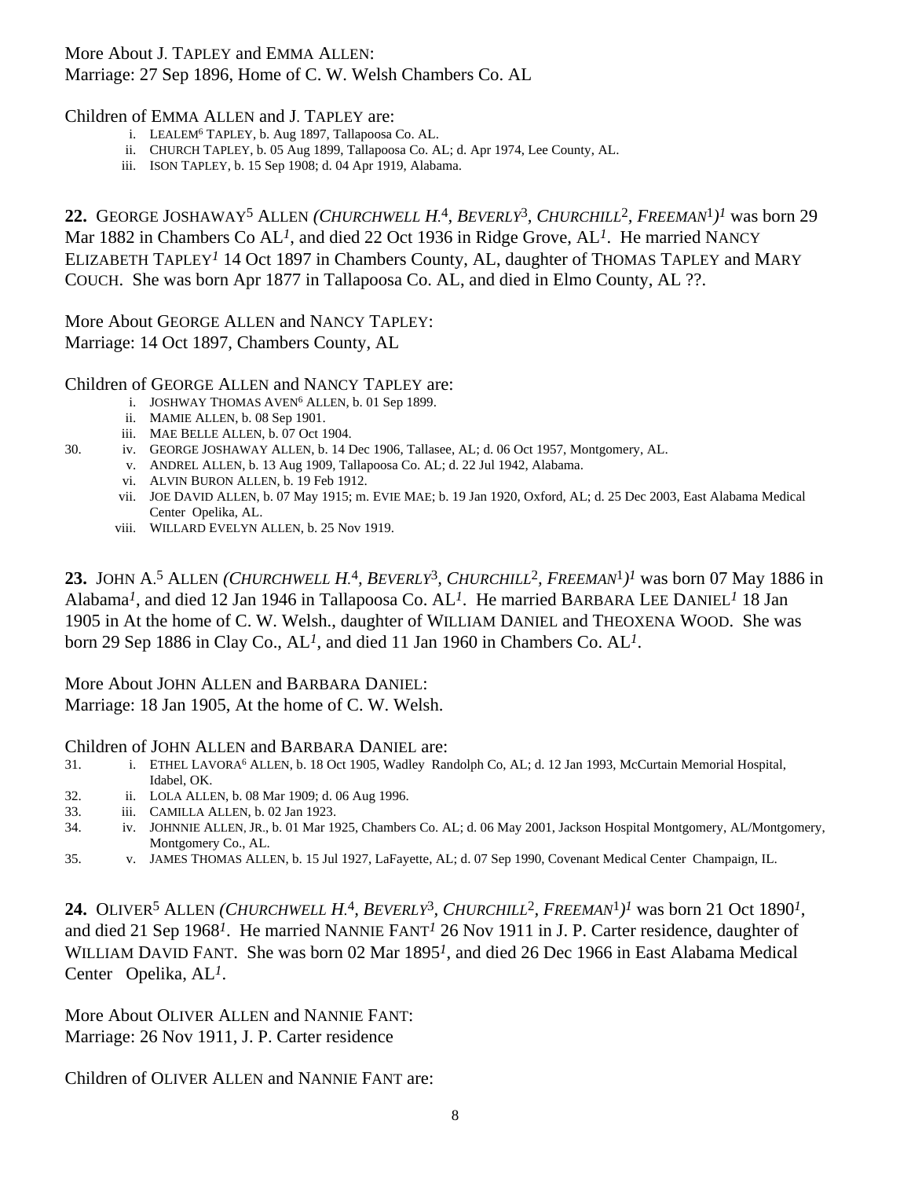More About J. TAPLEY and EMMA ALLEN:
Marriage: 27 Sep 1896, Home of C. W. Welsh Chambers Co. AL

Children of EMMA ALLEN and J. TAPLEY are:

- i. LEALEM[6] TAPLEY, b. Aug 1897, Tallapoosa Co. AL.
- ii. CHURCH TAPLEY, b. 05 Aug 1899, Tallapoosa Co. AL; d. Apr 1974, Lee County, AL.
- iii. ISON TAPLEY, b. 15 Sep 1908; d. 04 Apr 1919, Alabama.

**22.** GEORGE JOSHAWAY[5] ALLEN *(CHURCHWELL H.[4], BEVERLY[3], CHURCHILL[2], FREEMAN[1])[1]* was born 29 Mar 1882 in Chambers Co AL[1], and died 22 Oct 1936 in Ridge Grove, AL[1]. He married NANCY ELIZABETH TAPLEY[1] 14 Oct 1897 in Chambers County, AL, daughter of THOMAS TAPLEY and MARY COUCH. She was born Apr 1877 in Tallapoosa Co. AL, and died in Elmo County, AL ??.

More About GEORGE ALLEN and NANCY TAPLEY:
Marriage: 14 Oct 1897, Chambers County, AL

Children of GEORGE ALLEN and NANCY TAPLEY are:

- i. JOSHWAY THOMAS AVEN[6] ALLEN, b. 01 Sep 1899.
- ii. MAMIE ALLEN, b. 08 Sep 1901.
- iii. MAE BELLE ALLEN, b. 07 Oct 1904.
- 30. iv. GEORGE JOSHAWAY ALLEN, b. 14 Dec 1906, Tallasee, AL; d. 06 Oct 1957, Montgomery, AL.
- v. ANDREL ALLEN, b. 13 Aug 1909, Tallapoosa Co. AL; d. 22 Jul 1942, Alabama.
- vi. ALVIN BURON ALLEN, b. 19 Feb 1912.
- vii. JOE DAVID ALLEN, b. 07 May 1915; m. EVIE MAE; b. 19 Jan 1920, Oxford, AL; d. 25 Dec 2003, East Alabama Medical Center Opelika, AL.
- viii. WILLARD EVELYN ALLEN, b. 25 Nov 1919.

**23.** JOHN A.[5] ALLEN *(CHURCHWELL H.[4], BEVERLY[3], CHURCHILL[2], FREEMAN[1])[1]* was born 07 May 1886 in Alabama[1], and died 12 Jan 1946 in Tallapoosa Co. AL[1]. He married BARBARA LEE DANIEL[1] 18 Jan 1905 in At the home of C. W. Welsh., daughter of WILLIAM DANIEL and THEOXENA WOOD. She was born 29 Sep 1886 in Clay Co., AL[1], and died 11 Jan 1960 in Chambers Co. AL[1].

More About JOHN ALLEN and BARBARA DANIEL:
Marriage: 18 Jan 1905, At the home of C. W. Welsh.

Children of JOHN ALLEN and BARBARA DANIEL are:

- 31. i. ETHEL LAVORA[6] ALLEN, b. 18 Oct 1905, Wadley Randolph Co, AL; d. 12 Jan 1993, McCurtain Memorial Hospital, Idabel, OK.
- 32. ii. LOLA ALLEN, b. 08 Mar 1909; d. 06 Aug 1996.
- 33. iii. CAMILLA ALLEN, b. 02 Jan 1923.
- 34. iv. JOHNNIE ALLEN, JR., b. 01 Mar 1925, Chambers Co. AL; d. 06 May 2001, Jackson Hospital Montgomery, AL/Montgomery, Montgomery Co., AL.
- 35. v. JAMES THOMAS ALLEN, b. 15 Jul 1927, LaFayette, AL; d. 07 Sep 1990, Covenant Medical Center Champaign, IL.

**24.** OLIVER[5] ALLEN *(CHURCHWELL H.[4], BEVERLY[3], CHURCHILL[2], FREEMAN[1])[1]* was born 21 Oct 1890[1], and died 21 Sep 1968[1]. He married NANNIE FANT[1] 26 Nov 1911 in J. P. Carter residence, daughter of WILLIAM DAVID FANT. She was born 02 Mar 1895[1], and died 26 Dec 1966 in East Alabama Medical Center Opelika, AL[1].

More About OLIVER ALLEN and NANNIE FANT:
Marriage: 26 Nov 1911, J. P. Carter residence

Children of OLIVER ALLEN and NANNIE FANT are: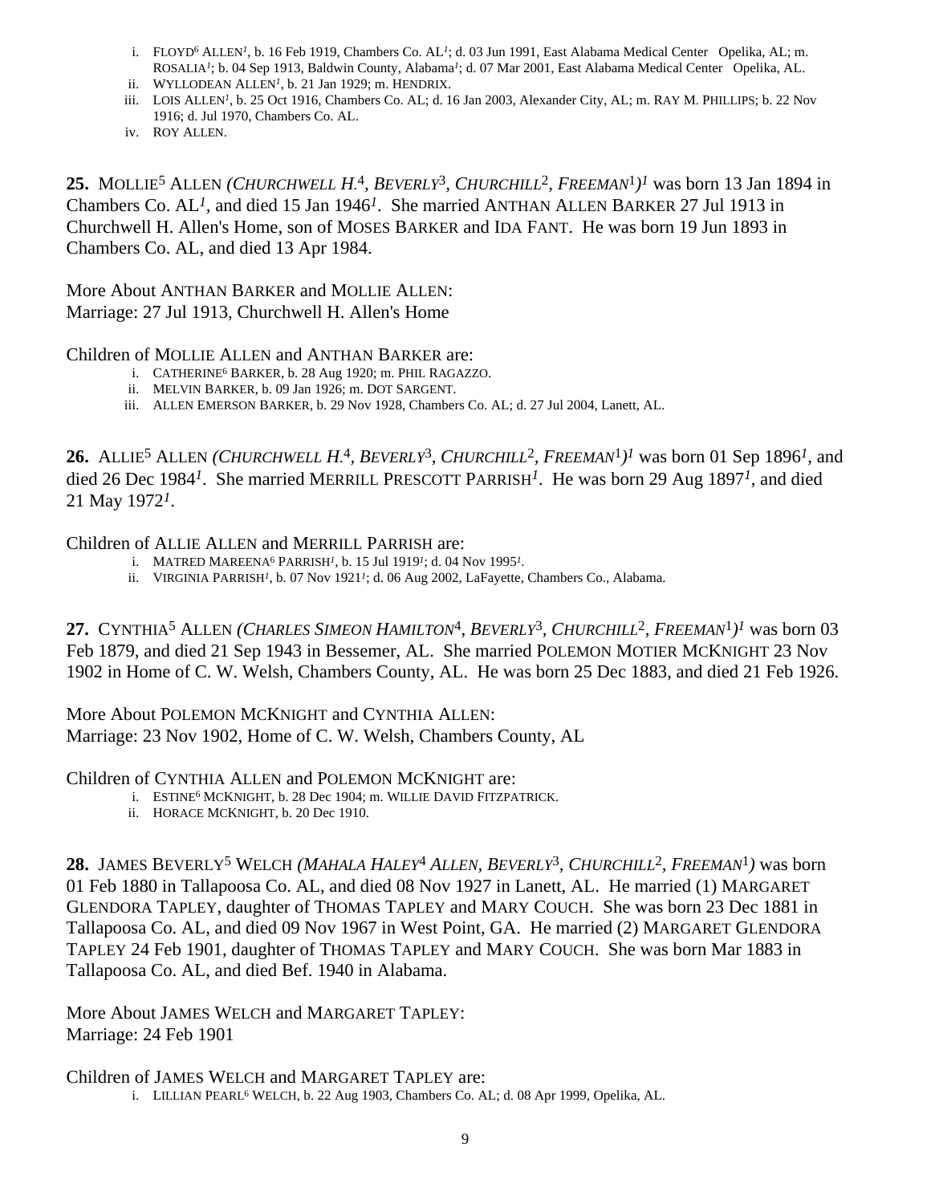i. FLOYD[6] ALLEN[1], b. 16 Feb 1919, Chambers Co. AL[1]; d. 03 Jun 1991, East Alabama Medical Center Opelika, AL; m. ROSALIA[1]; b. 04 Sep 1913, Baldwin County, Alabama[1]; d. 07 Mar 2001, East Alabama Medical Center Opelika, AL.
ii. WYLLODEAN ALLEN[1], b. 21 Jan 1929; m. HENDRIX.
iii. LOIS ALLEN[1], b. 25 Oct 1916, Chambers Co. AL; d. 16 Jan 2003, Alexander City, AL; m. RAY M. PHILLIPS; b. 22 Nov 1916; d. Jul 1970, Chambers Co. AL.
iv. ROY ALLEN.

**25.** MOLLIE[5] ALLEN *(CHURCHWELL H.[4], BEVERLY[3], CHURCHILL[2], FREEMAN[1])[1]* was born 13 Jan 1894 in Chambers Co. AL[1], and died 15 Jan 1946[1]. She married ANTHAN ALLEN BARKER 27 Jul 1913 in Churchwell H. Allen's Home, son of MOSES BARKER and IDA FANT. He was born 19 Jun 1893 in Chambers Co. AL, and died 13 Apr 1984.

More About ANTHAN BARKER and MOLLIE ALLEN:
Marriage: 27 Jul 1913, Churchwell H. Allen's Home

Children of MOLLIE ALLEN and ANTHAN BARKER are:
i. CATHERINE[6] BARKER, b. 28 Aug 1920; m. PHIL RAGAZZO.
ii. MELVIN BARKER, b. 09 Jan 1926; m. DOT SARGENT.
iii. ALLEN EMERSON BARKER, b. 29 Nov 1928, Chambers Co. AL; d. 27 Jul 2004, Lanett, AL.

**26.** ALLIE[5] ALLEN *(CHURCHWELL H.[4], BEVERLY[3], CHURCHILL[2], FREEMAN[1])[1]* was born 01 Sep 1896[1], and died 26 Dec 1984[1]. She married MERRILL PRESCOTT PARRISH[1]. He was born 29 Aug 1897[1], and died 21 May 1972[1].

Children of ALLIE ALLEN and MERRILL PARRISH are:
i. MATRED MAREENA[6] PARRISH[1], b. 15 Jul 1919[1]; d. 04 Nov 1995[1].
ii. VIRGINIA PARRISH[1], b. 07 Nov 1921[1]; d. 06 Aug 2002, LaFayette, Chambers Co., Alabama.

**27.** CYNTHIA[5] ALLEN *(CHARLES SIMEON HAMILTON[4], BEVERLY[3], CHURCHILL[2], FREEMAN[1])[1]* was born 03 Feb 1879, and died 21 Sep 1943 in Bessemer, AL. She married POLEMON MOTIER MCKNIGHT 23 Nov 1902 in Home of C. W. Welsh, Chambers County, AL. He was born 25 Dec 1883, and died 21 Feb 1926.

More About POLEMON MCKNIGHT and CYNTHIA ALLEN:
Marriage: 23 Nov 1902, Home of C. W. Welsh, Chambers County, AL

Children of CYNTHIA ALLEN and POLEMON MCKNIGHT are:
i. ESTINE[6] MCKNIGHT, b. 28 Dec 1904; m. WILLIE DAVID FITZPATRICK.
ii. HORACE MCKNIGHT, b. 20 Dec 1910.

**28.** JAMES BEVERLY[5] WELCH *(MAHALA HALEY[4] ALLEN, BEVERLY[3], CHURCHILL[2], FREEMAN[1])* was born 01 Feb 1880 in Tallapoosa Co. AL, and died 08 Nov 1927 in Lanett, AL. He married (1) MARGARET GLENDORA TAPLEY, daughter of THOMAS TAPLEY and MARY COUCH. She was born 23 Dec 1881 in Tallapoosa Co. AL, and died 09 Nov 1967 in West Point, GA. He married (2) MARGARET GLENDORA TAPLEY 24 Feb 1901, daughter of THOMAS TAPLEY and MARY COUCH. She was born Mar 1883 in Tallapoosa Co. AL, and died Bef. 1940 in Alabama.

More About JAMES WELCH and MARGARET TAPLEY:
Marriage: 24 Feb 1901

Children of JAMES WELCH and MARGARET TAPLEY are:
i. LILLIAN PEARL[6] WELCH, b. 22 Aug 1903, Chambers Co. AL; d. 08 Apr 1999, Opelika, AL.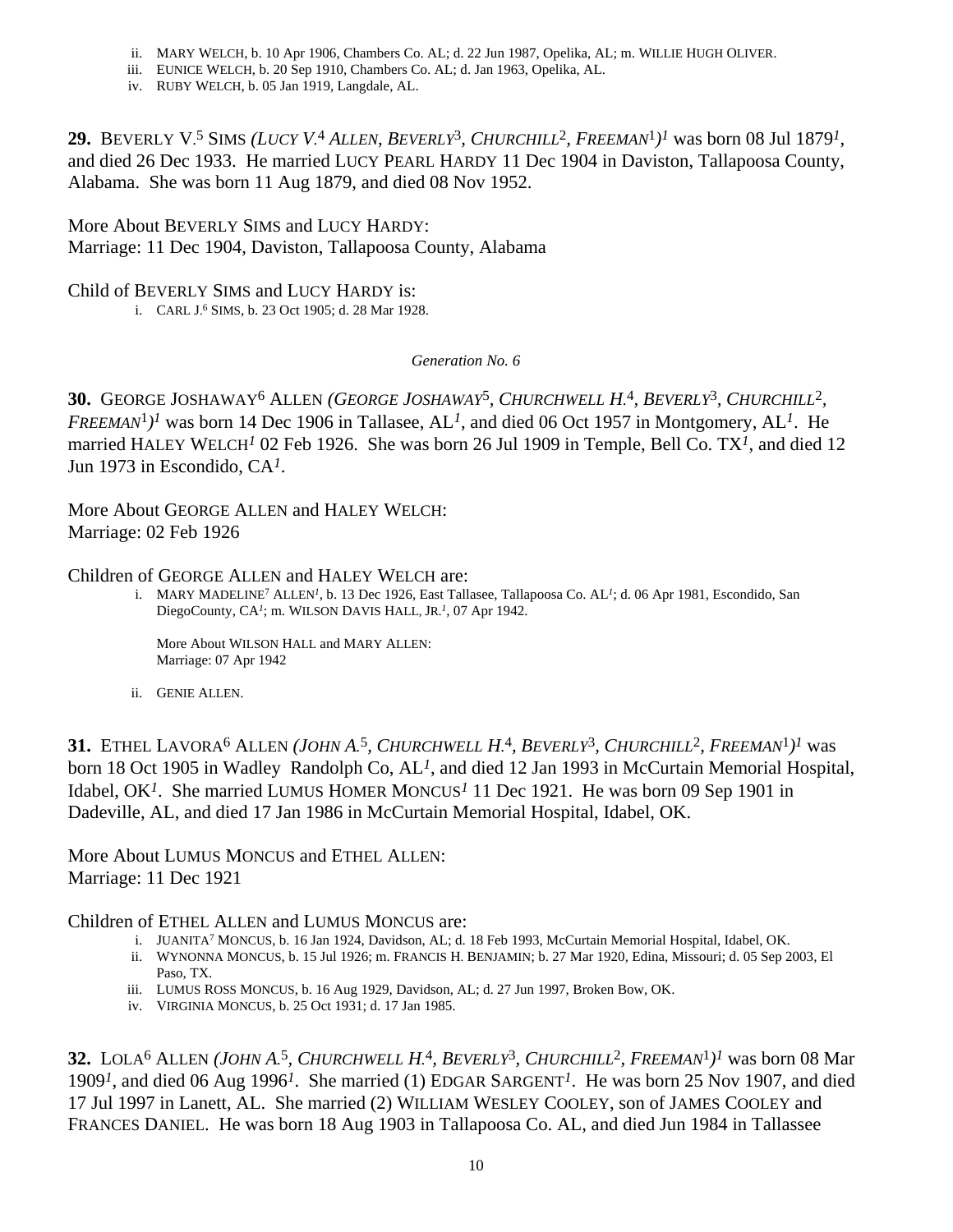ii. MARY WELCH, b. 10 Apr 1906, Chambers Co. AL; d. 22 Jun 1987, Opelika, AL; m. WILLIE HUGH OLIVER.
iii. EUNICE WELCH, b. 20 Sep 1910, Chambers Co. AL; d. Jan 1963, Opelika, AL.
iv. RUBY WELCH, b. 05 Jan 1919, Langdale, AL.

**29.** BEVERLY V.[5] SIMS *(LUCY V.[4] ALLEN, BEVERLY[3], CHURCHILL[2], FREEMAN[1])[1]* was born 08 Jul 1879[1], and died 26 Dec 1933. He married LUCY PEARL HARDY 11 Dec 1904 in Daviston, Tallapoosa County, Alabama. She was born 11 Aug 1879, and died 08 Nov 1952.

More About BEVERLY SIMS and LUCY HARDY:
Marriage: 11 Dec 1904, Daviston, Tallapoosa County, Alabama

Child of BEVERLY SIMS and LUCY HARDY is:

i. CARL J.[6] SIMS, b. 23 Oct 1905; d. 28 Mar 1928.

*Generation No. 6*

**30.** GEORGE JOSHAWAY[6] ALLEN *(GEORGE JOSHAWAY[5], CHURCHWELL H.[4], BEVERLY[3], CHURCHILL[2], FREEMAN[1])[1]* was born 14 Dec 1906 in Tallasee, AL[1], and died 06 Oct 1957 in Montgomery, AL[1]. He married HALEY WELCH[1] 02 Feb 1926. She was born 26 Jul 1909 in Temple, Bell Co. TX[1], and died 12 Jun 1973 in Escondido, CA[1].

More About GEORGE ALLEN and HALEY WELCH:
Marriage: 02 Feb 1926

Children of GEORGE ALLEN and HALEY WELCH are:

i. MARY MADELINE[7] ALLEN[1], b. 13 Dec 1926, East Tallasee, Tallapoosa Co. AL[1]; d. 06 Apr 1981, Escondido, San DiegoCounty, CA[1]; m. WILSON DAVIS HALL, JR.[1], 07 Apr 1942.

   More About WILSON HALL and MARY ALLEN:
   Marriage: 07 Apr 1942

ii. GENIE ALLEN.

**31.** ETHEL LAVORA[6] ALLEN *(JOHN A.[5], CHURCHWELL H.[4], BEVERLY[3], CHURCHILL[2], FREEMAN[1])[1]* was born 18 Oct 1905 in Wadley Randolph Co, AL[1], and died 12 Jan 1993 in McCurtain Memorial Hospital, Idabel, OK[1]. She married LUMUS HOMER MONCUS[1] 11 Dec 1921. He was born 09 Sep 1901 in Dadeville, AL, and died 17 Jan 1986 in McCurtain Memorial Hospital, Idabel, OK.

More About LUMUS MONCUS and ETHEL ALLEN:
Marriage: 11 Dec 1921

Children of ETHEL ALLEN and LUMUS MONCUS are:

i. JUANITA[7] MONCUS, b. 16 Jan 1924, Davidson, AL; d. 18 Feb 1993, McCurtain Memorial Hospital, Idabel, OK.
ii. WYNONNA MONCUS, b. 15 Jul 1926; m. FRANCIS H. BENJAMIN; b. 27 Mar 1920, Edina, Missouri; d. 05 Sep 2003, El Paso, TX.
iii. LUMUS ROSS MONCUS, b. 16 Aug 1929, Davidson, AL; d. 27 Jun 1997, Broken Bow, OK.
iv. VIRGINIA MONCUS, b. 25 Oct 1931; d. 17 Jan 1985.

**32.** LOLA[6] ALLEN *(JOHN A.[5], CHURCHWELL H.[4], BEVERLY[3], CHURCHILL[2], FREEMAN[1])[1]* was born 08 Mar 1909[1], and died 06 Aug 1996[1]. She married (1) EDGAR SARGENT[1]. He was born 25 Nov 1907, and died 17 Jul 1997 in Lanett, AL. She married (2) WILLIAM WESLEY COOLEY, son of JAMES COOLEY and FRANCES DANIEL. He was born 18 Aug 1903 in Tallapoosa Co. AL, and died Jun 1984 in Tallassee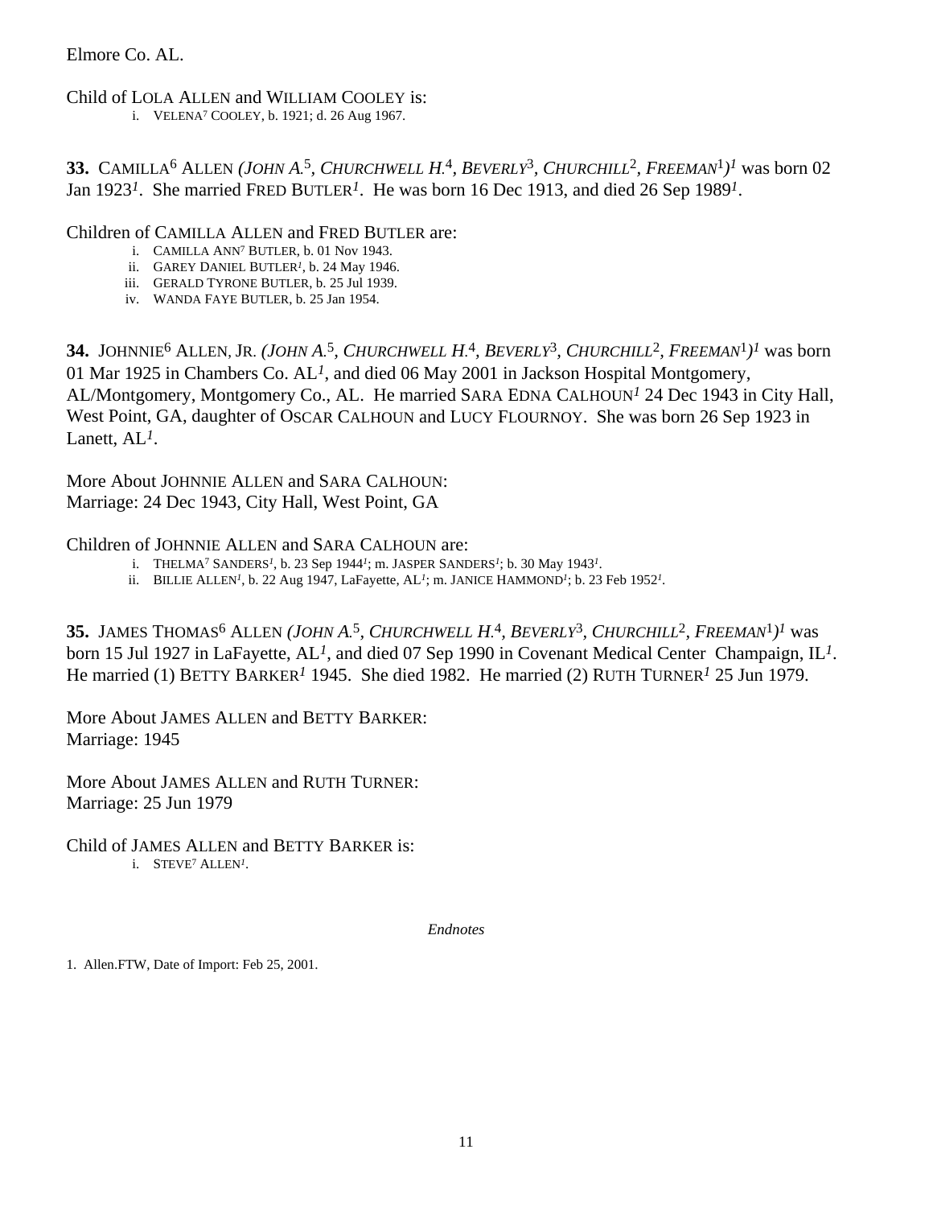Elmore Co. AL.

Child of LOLA ALLEN and WILLIAM COOLEY is:

i. VELENA[7] COOLEY, b. 1921; d. 26 Aug 1967.

**33.** CAMILLA[6] ALLEN *(JOHN A.*[5]*, CHURCHWELL H.*[4]*, BEVERLY*[3]*, CHURCHILL*[2]*, FREEMAN*[1]*)*[1] was born 02 Jan 1923[1]. She married FRED BUTLER[1]. He was born 16 Dec 1913, and died 26 Sep 1989[1].

Children of CAMILLA ALLEN and FRED BUTLER are:

i. CAMILLA ANN[7] BUTLER, b. 01 Nov 1943.
ii. GAREY DANIEL BUTLER[1], b. 24 May 1946.
iii. GERALD TYRONE BUTLER, b. 25 Jul 1939.
iv. WANDA FAYE BUTLER, b. 25 Jan 1954.

**34.** JOHNNIE[6] ALLEN, JR. *(JOHN A.*[5]*, CHURCHWELL H.*[4]*, BEVERLY*[3]*, CHURCHILL*[2]*, FREEMAN*[1]*)*[1] was born 01 Mar 1925 in Chambers Co. AL[1], and died 06 May 2001 in Jackson Hospital Montgomery, AL/Montgomery, Montgomery Co., AL. He married SARA EDNA CALHOUN[1] 24 Dec 1943 in City Hall, West Point, GA, daughter of OSCAR CALHOUN and LUCY FLOURNOY. She was born 26 Sep 1923 in Lanett, AL[1].

More About JOHNNIE ALLEN and SARA CALHOUN:
Marriage: 24 Dec 1943, City Hall, West Point, GA

Children of JOHNNIE ALLEN and SARA CALHOUN are:

i. THELMA[7] SANDERS[1], b. 23 Sep 1944[1]; m. JASPER SANDERS[1]; b. 30 May 1943[1].
ii. BILLIE ALLEN[1], b. 22 Aug 1947, LaFayette, AL[1]; m. JANICE HAMMOND[1]; b. 23 Feb 1952[1].

**35.** JAMES THOMAS[6] ALLEN *(JOHN A.*[5]*, CHURCHWELL H.*[4]*, BEVERLY*[3]*, CHURCHILL*[2]*, FREEMAN*[1]*)*[1] was born 15 Jul 1927 in LaFayette, AL[1], and died 07 Sep 1990 in Covenant Medical Center Champaign, IL[1]. He married (1) BETTY BARKER[1] 1945. She died 1982. He married (2) RUTH TURNER[1] 25 Jun 1979.

More About JAMES ALLEN and BETTY BARKER:
Marriage: 1945

More About JAMES ALLEN and RUTH TURNER:
Marriage: 25 Jun 1979

Child of JAMES ALLEN and BETTY BARKER is:

i. STEVE[7] ALLEN[1].

*Endnotes*

1. Allen.FTW, Date of Import: Feb 25, 2001.